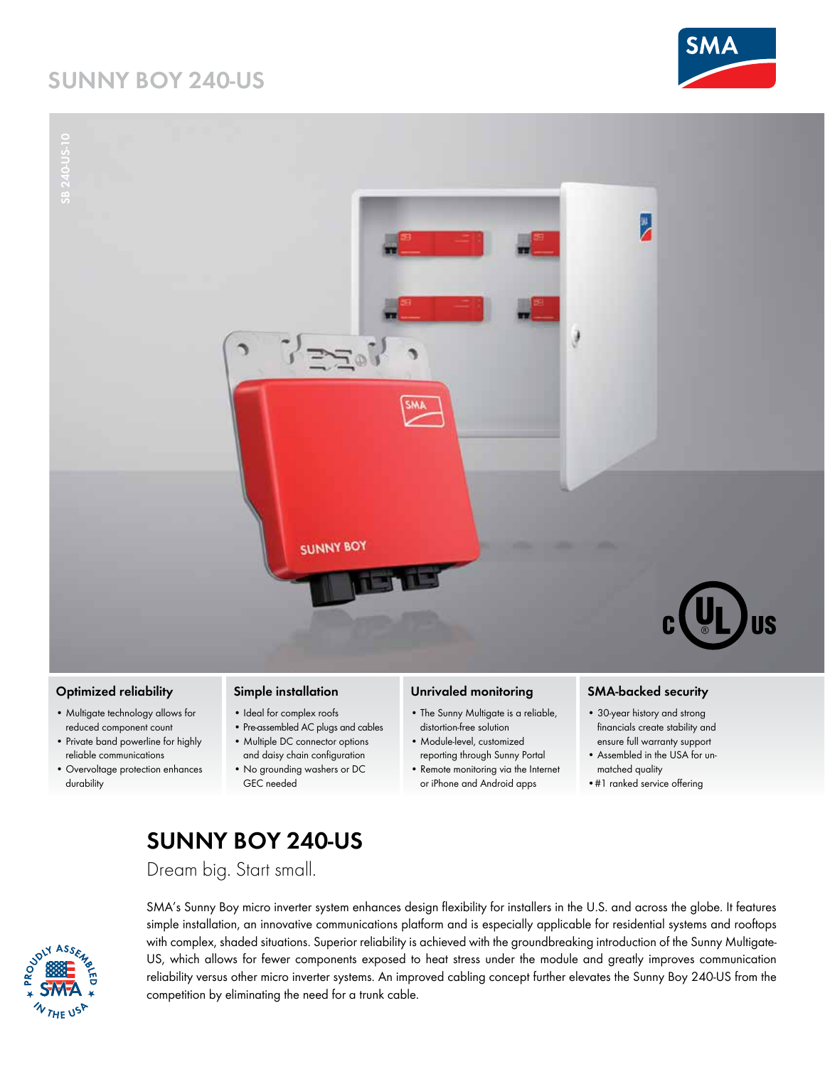# SUNNY BOY 240-US

### Optimized reliability

- Multigate technology allows for reduced component count
- Private band powerline for highly reliable communications
- Overvoltage protection enhances durability

### Simple installation

- Ideal for complex roofs
- Pre-assembled AC plugs and cables
- Multiple DC connector options and daisy chain configuration
- No grounding washers or DC GEC needed

### Unrivaled monitoring

- The Sunny Multigate is a reliable, distortion-free solution
- Module-level, customized reporting through Sunny Portal
- Remote monitoring via the Internet or iPhone and Android apps

### SMA-backed security

- 30-year history and strong financials create stability and ensure full warranty support
- Assembled in the USA for unmatched quality
- #1 ranked service offering

## SUNNY BOY 240-US

Dream big. Start small.

SMA's Sunny Boy micro inverter system enhances design flexibility for installers in the U.S. and across the globe. It features simple installation, an innovative communications platform and is especially applicable for residential systems and rooftops with complex, shaded situations. Superior reliability is achieved with the groundbreaking introduction of the Sunny Multigate-US, which allows for fewer components exposed to heat stress under the module and greatly improves communication reliability versus other micro inverter systems. An improved cabling concept further elevates the Sunny Boy 240-US from the competition by eliminating the need for a trunk cable.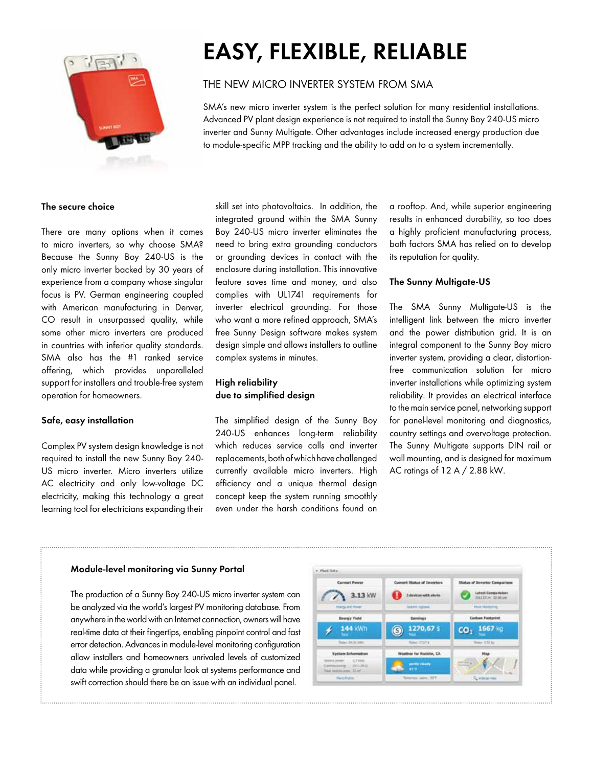# EASY, FLEXIBLE, RELIABLE

## THE NEW MICRO INVERTER SYSTEM FROM SMA

SMA's new micro inverter system is the perfect solution for many residential installations. Advanced PV plant design experience is not required to install the Sunny Boy 240-US micro inverter and Sunny Multigate. Other advantages include increased energy production due to module-specific MPP tracking and the ability to add on to a system incrementally.

### The secure choice

There are many options when it comes to micro inverters, so why choose SMA? Because the Sunny Boy 240-US is the only micro inverter backed by 30 years of experience from a company whose singular focus is PV. German engineering coupled with American manufacturing in Denver, CO result in unsurpassed quality, while some other micro inverters are produced in countries with inferior quality standards. SMA also has the #1 ranked service offering, which provides unparalleled support for installers and trouble-free system operation for homeowners.

### Safe, easy installation

Complex PV system design knowledge is not required to install the new Sunny Boy 240-US micro inverter. Micro inverters utilize AC electricity and only low-voltage DC electricity, making this technology a great learning tool for electricians expanding their skill set into photovoltaics. In addition, the integrated ground within the SMA Sunny Boy 240-US micro inverter eliminates the need to bring extra grounding conductors or grounding devices in contact with the enclosure during installation. This innovative feature saves time and money, and also complies with UL1741 requirements for inverter electrical grounding. For those who want a more refined approach, SMA's free Sunny Design software makes system design simple and allows installers to outline complex systems in minutes.

### High reliability due to simplified design

The simplified design of the Sunny Boy 240-US enhances long-term reliability which reduces service calls and inverter replacements, both of which have challenged currently available micro inverters. High efficiency and a unique thermal design concept keep the system running smoothly even under the harsh conditions found on a rooftop. And, while superior engineering results in enhanced durability, so too does a highly proficient manufacturing process, both factors SMA has relied on to develop its reputation for quality.

### The Sunny Multigate-US

The SMA Sunny Multigate-US is the intelligent link between the micro inverter and the power distribution grid. It is an integral component to the Sunny Boy micro inverter system, providing a clear, distortion-free communication solution for micro inverter installations while optimizing system reliability. It provides an electrical interface to the main service panel, networking support for panel-level monitoring and diagnostics, country settings and overvoltage protection. The Sunny Multigate supports DIN rail or wall mounting, and is designed for maximum AC ratings of 12 A / 2.88 kW.

### Module-level monitoring via Sunny Portal

The production of a Sunny Boy 240-US micro inverter system can be analyzed via the world's largest PV monitoring database. From anywhere in the world with an Internet connection, owners will have real-time data at their fingertips, enabling pinpoint control and fast error detection. Advances in module-level monitoring configuration allow installers and homeowners unrivaled levels of customized data while providing a granular look at systems performance and swift correction should there be an issue with an individual panel.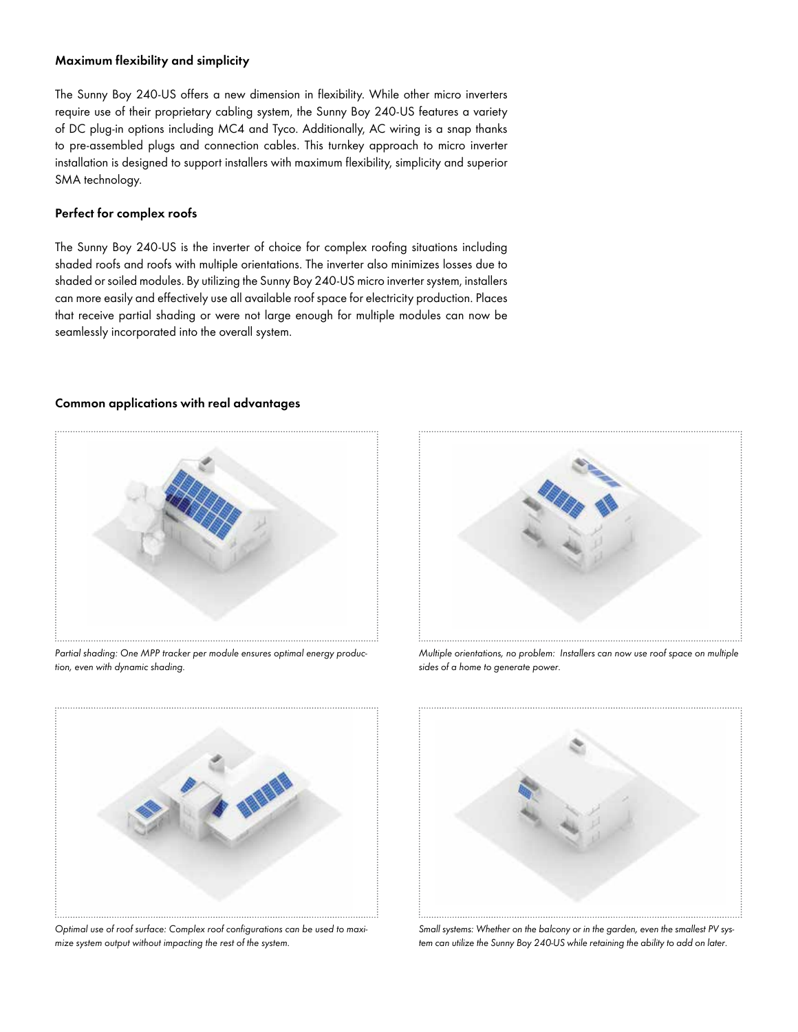### Maximum flexibility and simplicity

The Sunny Boy 240-US offers a new dimension in flexibility. While other micro inverters require use of their proprietary cabling system, the Sunny Boy 240-US features a variety of DC plug-in options including MC4 and Tyco. Additionally, AC wiring is a snap thanks to pre-assembled plugs and connection cables. This turnkey approach to micro inverter installation is designed to support installers with maximum flexibility, simplicity and superior SMA technology.

### Perfect for complex roofs

The Sunny Boy 240-US is the inverter of choice for complex roofing situations including shaded roofs and roofs with multiple orientations. The inverter also minimizes losses due to shaded or soiled modules. By utilizing the Sunny Boy 240-US micro inverter system, installers can more easily and effectively use all available roof space for electricity production. Places that receive partial shading or were not large enough for multiple modules can now be seamlessly incorporated into the overall system.

### Common applications with real advantages

*Partial shading: One MPP tracker per module ensures optimal energy production, even with dynamic shading.*

*Multiple orientations, no problem: Installers can now use roof space on multiple sides of a home to generate power.*

*Optimal use of roof surface: Complex roof configurations can be used to maximize system output without impacting the rest of the system.*

*Small systems: Whether on the balcony or in the garden, even the smallest PV system can utilize the Sunny Boy 240-US while retaining the ability to add on later.*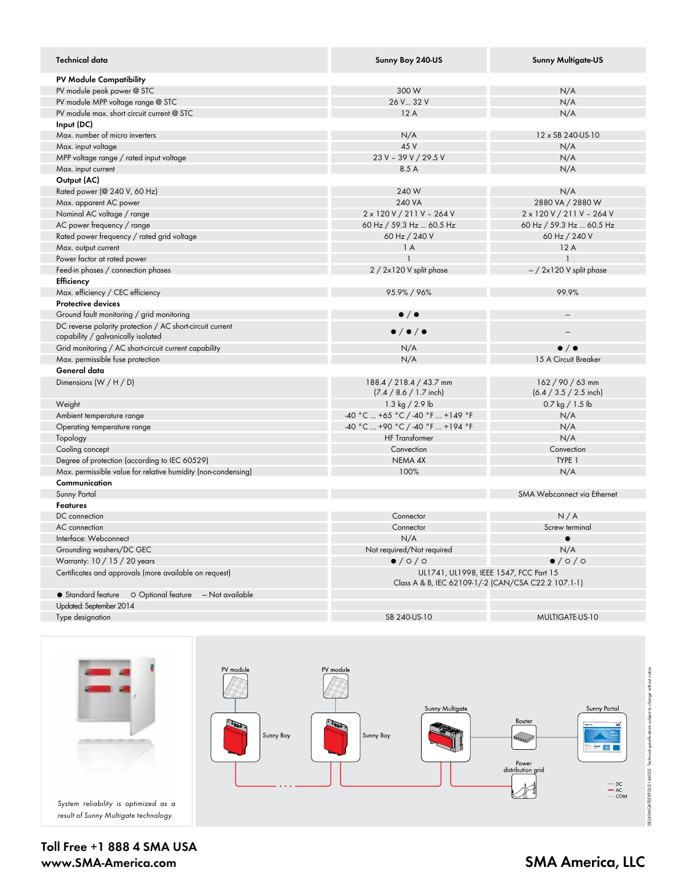| Technical data | Sunny Boy 240-US | Sunny Multigate-US |
|---|---|---|
| **PV Module Compatibility** | | |
| PV module peak power @ STC | 300 W | N/A |
| PV module MPP voltage range @ STC | 26 V... 32 V | N/A |
| PV module max. short circuit current @ STC | 12 A | N/A |
| **Input (DC)** | | |
| Max. number of micro inverters | N/A | 12 x SB 240-US-10 |
| Max. input voltage | 45 V | N/A |
| MPP voltage range / rated input voltage | 23 V – 39 V / 29.5 V | N/A |
| Max. input current | 8.5 A | N/A |
| **Output (AC)** | | |
| Rated power (@ 240 V, 60 Hz) | 240 W | N/A |
| Max. apparent AC power | 240 VA | 2880 VA / 2880 W |
| Nominal AC voltage / range | 2 x 120 V / 211 V – 264 V | 2 x 120 V / 211 V – 264 V |
| AC power frequency / range | 60 Hz / 59.3 Hz ... 60.5 Hz | 60 Hz / 59.3 Hz ... 60.5 Hz |
| Rated power frequency / rated grid voltage | 60 Hz / 240 V | 60 Hz / 240 V |
| Max. output current | 1 A | 12 A |
| Power factor at rated power | 1 | 1 |
| Feed-in phases / connection phases | 2 / 2x120 V split phase | – / 2x120 V split phase |
| **Efficiency** | | |
| Max. efficiency / CEC efficiency | 95.9% / 96% | 99.9% |
| **Protective devices** | | |
| Ground fault monitoring / grid monitoring | ● / ● | – |
| DC reverse polarity protection / AC short-circuit current capability / galvanically isolated | ● / ● / ● | – |
| Grid monitoring / AC short-circuit current capability | N/A | ● / ● |
| Max. permissible fuse protection | N/A | 15 A Circuit Breaker |
| **General data** | | |
| Dimensions (W / H / D) | 188.4 / 218.4 / 43.7 mm (7.4 / 8.6 / 1.7 inch) | 162 / 90 / 63 mm (6.4 / 3.5 / 2.5 inch) |
| Weight | 1.3 kg / 2.9 lb | 0.7 kg / 1.5 lb |
| Ambient temperature range | -40 °C ... +65 °C / -40 °F ... +149 °F | N/A |
| Operating temperature range | -40 °C ... +90 °C / -40 °F ... +194 °F | N/A |
| Topology | HF Transformer | N/A |
| Cooling concept | Convection | Convection |
| Degree of protection (according to IEC 60529) | NEMA 4X | TYPE 1 |
| Max. permissible value for relative humidity (non-condensing) | 100% | N/A |
| **Communication** | | |
| Sunny Portal | | SMA Webconnect via Ethernet |
| **Features** | | |
| DC connection | Connector | N / A |
| AC connection | Connector | Screw terminal |
| Interface: Webconnect | N/A | ● |
| Grounding washers/DC GEC | Not required/Not required | N/A |
| Warranty: 10 / 15 / 20 years | ● / ○ / ○ | ● / ○ / ○ |
| Certificates and approvals (more available on request) | UL1741, UL1998, IEEE 1547, FCC Part 15 Class A & B, IEC 62109-1/-2 (CAN/CSA C22.2 107.1-1) | |
| ● Standard feature ○ Optional feature – Not available | | |
| Updated: September 2014 | | |
| Type designation | SB 240-US-10 | MULTIGATE-US-10 |

*System reliability is optimized as a result of Sunny Multigate technology.*

PV module
PV module
Sunny Boy
Sunny Boy
Sunny Multigate
Router
Sunny Portal
Power distribution grid
DC
AC
COM

SB240MGATEEN-DUS144025 Technical specifications subject to change without notice.

**Toll Free +1 888 4 SMA USA**
**www.SMA-America.com**

**SMA America, LLC**